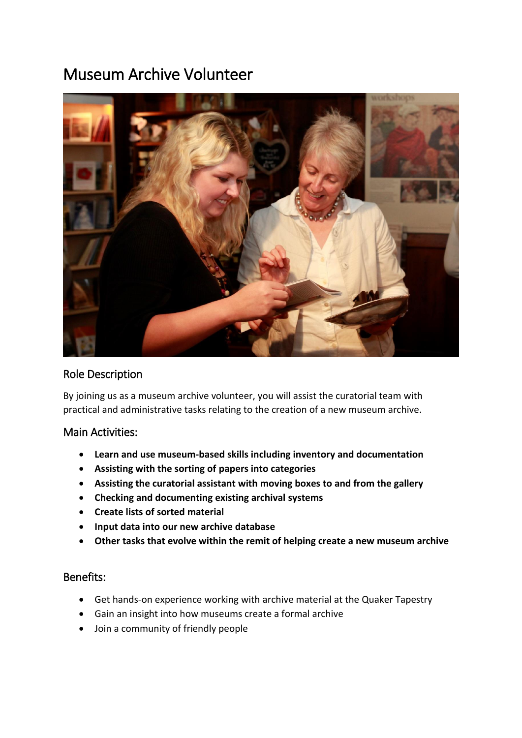# Museum Archive Volunteer

## Role Description

By joining us as a museum archive volunteer, you will assist the curatorial team with practical and administrative tasks relating to the creation of a new museum archive.

## Main Activities:

- **Learn and use museum-based skills including inventory and documentation**
- **Assisting with the sorting of papers into categories**
- **Assisting the curatorial assistant with moving boxes to and from the gallery**
- **Checking and documenting existing archival systems**
- **Create lists of sorted material**
- **Input data into our new archive database**
- **Other tasks that evolve within the remit of helping create a new museum archive**

## Benefits:

- Get hands-on experience working with archive material at the Quaker Tapestry
- Gain an insight into how museums create a formal archive
- Join a community of friendly people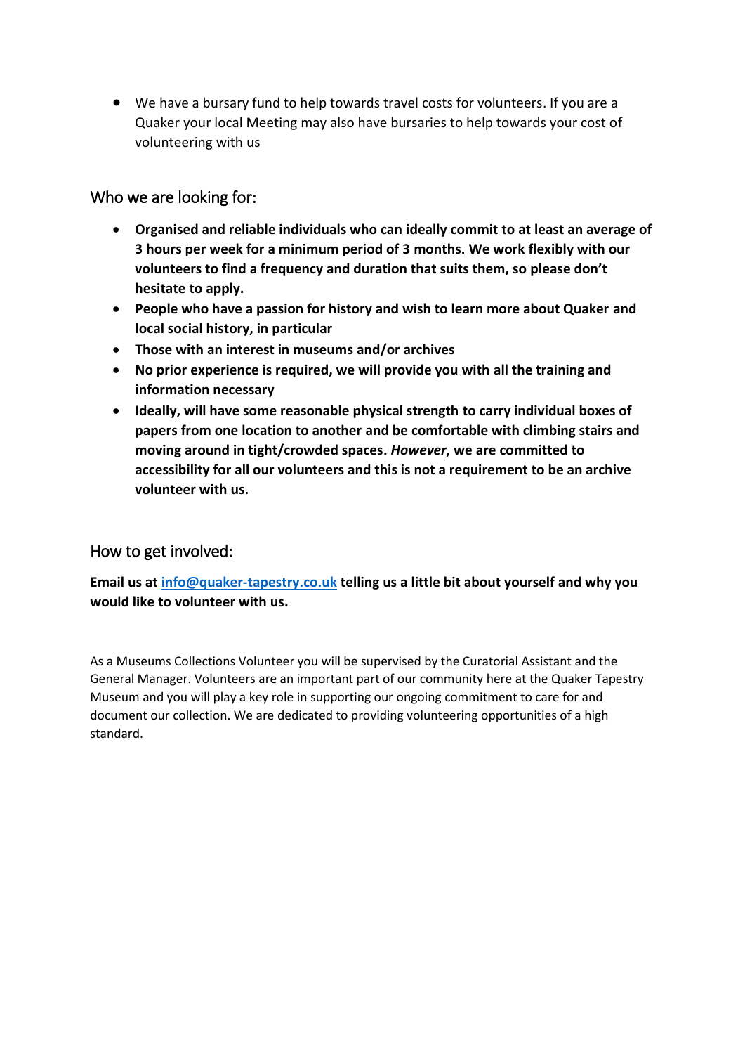- We have a bursary fund to help towards travel costs for volunteers. If you are a Quaker your local Meeting may also have bursaries to help towards your cost of volunteering with us

## Who we are looking for:

- **Organised and reliable individuals who can ideally commit to at least an average of 3 hours per week for a minimum period of 3 months. We work flexibly with our volunteers to find a frequency and duration that suits them, so please don't hesitate to apply.**
- **People who have a passion for history and wish to learn more about Quaker and local social history, in particular**
- **Those with an interest in museums and/or archives**
- **No prior experience is required, we will provide you with all the training and information necessary**
- **Ideally, will have some reasonable physical strength to carry individual boxes of papers from one location to another and be comfortable with climbing stairs and moving around in tight/crowded spaces. *However*, we are committed to accessibility for all our volunteers and this is not a requirement to be an archive volunteer with us.**

## How to get involved:

**Email us at [info@quaker-tapestry.co.uk](mailto:info@quaker-tapestry.co.uk) telling us a little bit about yourself and why you would like to volunteer with us.**

As a Museums Collections Volunteer you will be supervised by the Curatorial Assistant and the General Manager. Volunteers are an important part of our community here at the Quaker Tapestry Museum and you will play a key role in supporting our ongoing commitment to care for and document our collection. We are dedicated to providing volunteering opportunities of a high standard.